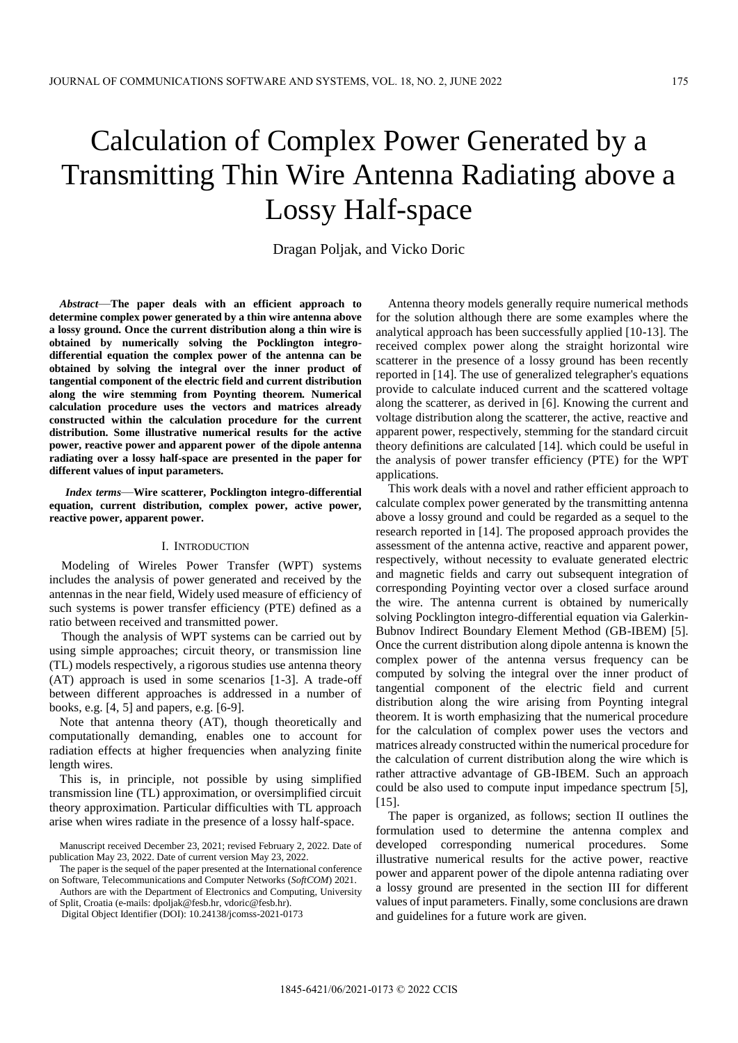# Calculation of Complex Power Generated by a Transmitting Thin Wire Antenna Radiating above a Lossy Half-space

Dragan Poljak, and Vicko Doric

***Abstract*—The paper deals with an efficient approach to determine complex power generated by a thin wire antenna above a lossy ground. Once the current distribution along a thin wire is obtained by numerically solving the Pocklington integro-differential equation the complex power of the antenna can be obtained by solving the integral over the inner product of tangential component of the electric field and current distribution along the wire stemming from Poynting theorem. Numerical calculation procedure uses the vectors and matrices already constructed within the calculation procedure for the current distribution. Some illustrative numerical results for the active power, reactive power and apparent power of the dipole antenna radiating over a lossy half-space are presented in the paper for different values of input parameters.**

***Index terms*—Wire scatterer, Pocklington integro-differential equation, current distribution, complex power, active power, reactive power, apparent power.**

## I. Introduction

Modeling of Wireles Power Transfer (WPT) systems includes the analysis of power generated and received by the antennas in the near field, Widely used measure of efficiency of such systems is power transfer efficiency (PTE) defined as a ratio between received and transmitted power.

Though the analysis of WPT systems can be carried out by using simple approaches; circuit theory, or transmission line (TL) models respectively, a rigorous studies use antenna theory (AT) approach is used in some scenarios [1-3]. A trade-off between different approaches is addressed in a number of books, e.g. [4, 5] and papers, e.g. [6-9].

Note that antenna theory (AT), though theoretically and computationally demanding, enables one to account for radiation effects at higher frequencies when analyzing finite length wires.

This is, in principle, not possible by using simplified transmission line (TL) approximation, or oversimplified circuit theory approximation. Particular difficulties with TL approach arise when wires radiate in the presence of a lossy half-space.

Manuscript received December 23, 2021; revised February 2, 2022. Date of publication May 23, 2022. Date of current version May 23, 2022.

The paper is the sequel of the paper presented at the International conference on Software, Telecommunications and Computer Networks (*SoftCOM*) 2021.

Authors are with the Department of Electronics and Computing, University of Split, Croatia (e-mails: dpoljak@fesb.hr, vdoric@fesb.hr).

Digital Object Identifier (DOI): 10.24138/jcomss-2021-0173

Antenna theory models generally require numerical methods for the solution although there are some examples where the analytical approach has been successfully applied [10-13]. The received complex power along the straight horizontal wire scatterer in the presence of a lossy ground has been recently reported in [14]. The use of generalized telegrapher's equations provide to calculate induced current and the scattered voltage along the scatterer, as derived in [6]. Knowing the current and voltage distribution along the scatterer, the active, reactive and apparent power, respectively, stemming for the standard circuit theory definitions are calculated [14]. which could be useful in the analysis of power transfer efficiency (PTE) for the WPT applications.

This work deals with a novel and rather efficient approach to calculate complex power generated by the transmitting antenna above a lossy ground and could be regarded as a sequel to the research reported in [14]. The proposed approach provides the assessment of the antenna active, reactive and apparent power, respectively, without necessity to evaluate generated electric and magnetic fields and carry out subsequent integration of corresponding Poyinting vector over a closed surface around the wire. The antenna current is obtained by numerically solving Pocklington integro-differential equation via Galerkin-Bubnov Indirect Boundary Element Method (GB-IBEM) [5]. Once the current distribution along dipole antenna is known the complex power of the antenna versus frequency can be computed by solving the integral over the inner product of tangential component of the electric field and current distribution along the wire arising from Poynting integral theorem. It is worth emphasizing that the numerical procedure for the calculation of complex power uses the vectors and matrices already constructed within the numerical procedure for the calculation of current distribution along the wire which is rather attractive advantage of GB-IBEM. Such an approach could be also used to compute input impedance spectrum [5], [15].

The paper is organized, as follows; section II outlines the formulation used to determine the antenna complex and developed corresponding numerical procedures. Some illustrative numerical results for the active power, reactive power and apparent power of the dipole antenna radiating over a lossy ground are presented in the section III for different values of input parameters. Finally, some conclusions are drawn and guidelines for a future work are given.

1845-6421/06/2021-0173 © 2022 CCIS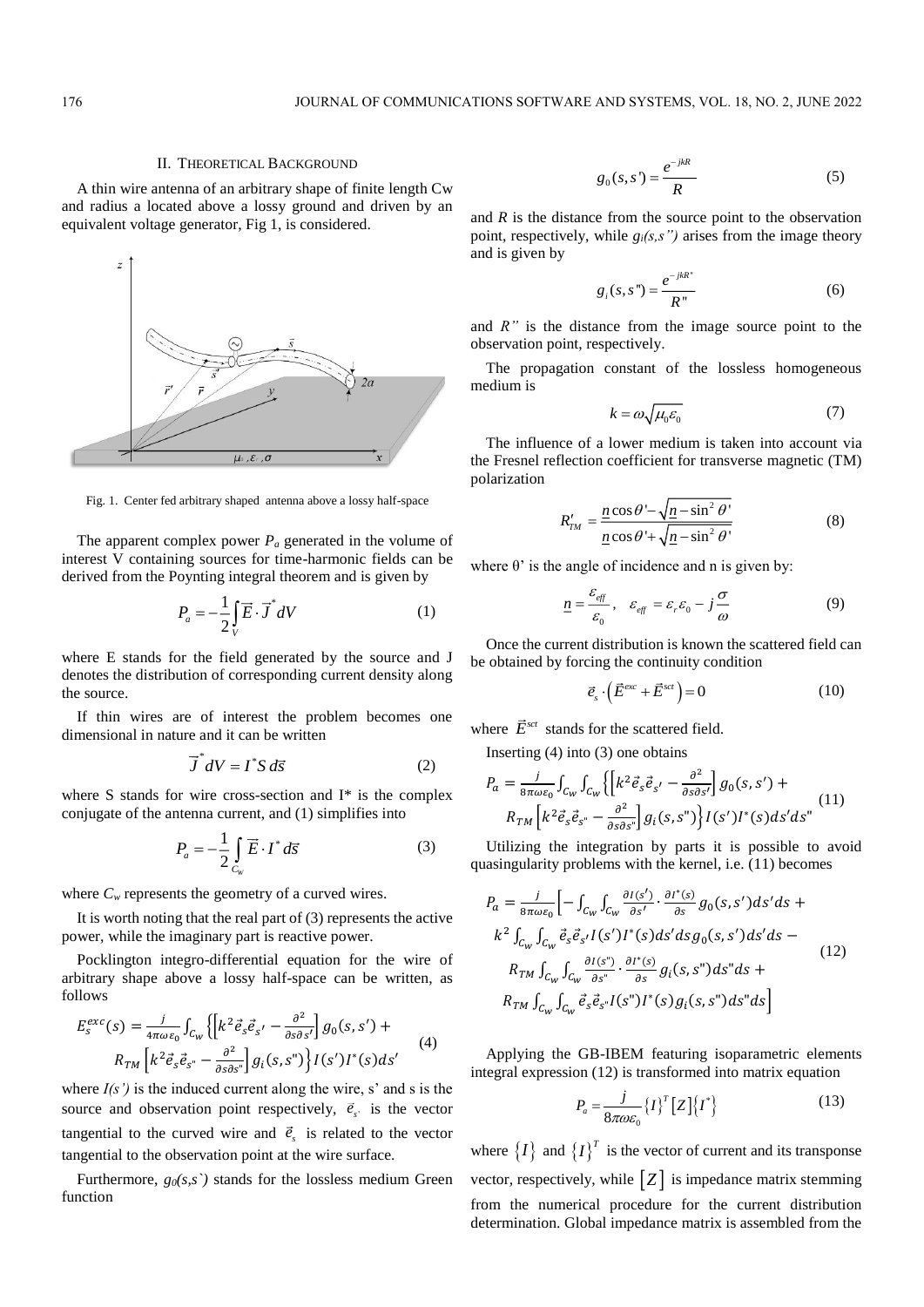## II. Theoretical Background

A thin wire antenna of an arbitrary shape of finite length Cw and radius a located above a lossy ground and driven by an equivalent voltage generator, Fig 1, is considered.

Fig. 1. Center fed arbitrary shaped antenna above a lossy half-space

The apparent complex power $P_a$ generated in the volume of interest V containing sources for time-harmonic fields can be derived from the Poynting integral theorem and is given by

$$P_a = -\frac{1}{2}\int_V \vec{E} \cdot \vec{J}^* dV \tag{1}$$

where E stands for the field generated by the source and J denotes the distribution of corresponding current density along the source.

If thin wires are of interest the problem becomes one dimensional in nature and it can be written

$$\vec{J}^* dV = I^* S \, d\vec{s} \tag{2}$$

where S stands for wire cross-section and I* is the complex conjugate of the antenna current, and (1) simplifies into

$$P_a = -\frac{1}{2}\int_{C_w} \vec{E} \cdot I^* d\vec{s} \tag{3}$$

where $C_w$ represents the geometry of a curved wires.

It is worth noting that the real part of (3) represents the active power, while the imaginary part is reactive power.

Pocklington integro-differential equation for the wire of arbitrary shape above a lossy half-space can be written, as follows

$$E_s^{exc}(s) = \frac{j}{4\pi\omega\varepsilon_0}\int_{C_w}\left\{\left[k^2\vec{e}_s\vec{e}_{s'} - \frac{\partial^2}{\partial s \partial s'}\right]g_0(s,s') + R_{TM}\left[k^2\vec{e}_s\vec{e}_{s"} - \frac{\partial^2}{\partial s \partial s"}\right]g_i(s,s")\right\}I(s')I^*(s)ds' \tag{4}$$

where $I(s')$ is the induced current along the wire, s' and s is the source and observation point respectively, $\vec{e}_{s'}$ is the vector tangential to the curved wire and $\vec{e}_s$ is related to the vector tangential to the observation point at the wire surface.

Furthermore, $g_0(s,s`)$ stands for the lossless medium Green function

$$g_0(s,s') = \frac{e^{-jkR}}{R} \tag{5}$$

and *R* is the distance from the source point to the observation point, respectively, while $g_i(s,s")$ arises from the image theory and is given by

$$g_i(s,s") = \frac{e^{-jkR"}}{R"} \tag{6}$$

and $R"$ is the distance from the image source point to the observation point, respectively.

The propagation constant of the lossless homogeneous medium is

$$k = \omega\sqrt{\mu_0\varepsilon_0} \tag{7}$$

The influence of a lower medium is taken into account via the Fresnel reflection coefficient for transverse magnetic (TM) polarization

$$R'_{TM} = \frac{\underline{n}\cos\theta' - \sqrt{\underline{n} - \sin^2\theta'}}{\underline{n}\cos\theta' + \sqrt{\underline{n} - \sin^2\theta'}} \tag{8}$$

where θ' is the angle of incidence and n is given by:

$$\underline{n} = \frac{\varepsilon_{eff}}{\varepsilon_0}, \quad \varepsilon_{eff} = \varepsilon_r\varepsilon_0 - j\frac{\sigma}{\omega} \tag{9}$$

Once the current distribution is known the scattered field can be obtained by forcing the continuity condition

$$\vec{e}_s \cdot \left(\vec{E}^{exc} + \vec{E}^{sct}\right) = 0 \tag{10}$$

where $\vec{E}^{sct}$ stands for the scattered field.

Inserting (4) into (3) one obtains

$$P_a = \frac{j}{8\pi\omega\varepsilon_0}\int_{C_w}\int_{C_w}\left\{\left[k^2\vec{e}_s\vec{e}_{s'} - \frac{\partial^2}{\partial s \partial s'}\right]g_0(s,s') + R_{TM}\left[k^2\vec{e}_s\vec{e}_{s"} - \frac{\partial^2}{\partial s \partial s"}\right]g_i(s,s")\right\}I(s')I^*(s)ds'ds" \tag{11}$$

Utilizing the integration by parts it is possible to avoid quasingularity problems with the kernel, i.e. (11) becomes

$$\begin{aligned}P_a = \frac{j}{8\pi\omega\varepsilon_0}\Big[&-\int_{C_w}\int_{C_w}\frac{\partial I(s')}{\partial s'}\cdot\frac{\partial I^*(s)}{\partial s}g_0(s,s')ds'ds + \\ &k^2\int_{C_w}\int_{C_w}\vec{e}_s\vec{e}_{s'}I(s')I^*(s)ds'ds\, g_0(s,s')ds'ds - \\ &R_{TM}\int_{C_w}\int_{C_w}\frac{\partial I(s")}{\partial s"}\cdot\frac{\partial I^*(s)}{\partial s}g_i(s,s")ds"ds + \\ &R_{TM}\int_{C_w}\int_{C_w}\vec{e}_s\vec{e}_{s"}I(s")I^*(s)g_i(s,s")ds"ds\Big]\end{aligned} \tag{12}$$

Applying the GB-IBEM featuring isoparametric elements integral expression (12) is transformed into matrix equation

$$P_a = \frac{j}{8\pi\omega\varepsilon_0}\{I\}^T[Z]\{I^*\} \tag{13}$$

where $\{I\}$ and $\{I\}^T$ is the vector of current and its transpose vector, respectively, while $[Z]$ is impedance matrix stemming from the numerical procedure for the current distribution determination. Global impedance matrix is assembled from the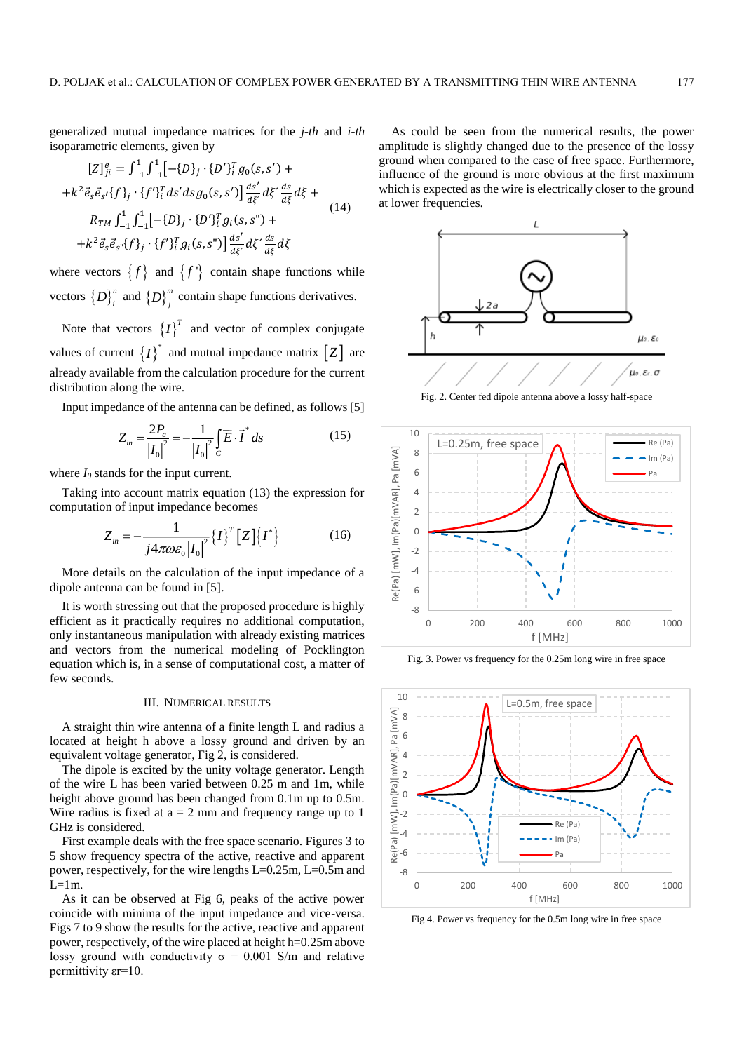generalized mutual impedance matrices for the *j-th* and *i-th* isoparametric elements, given by

$$
\begin{aligned}
[Z]_{ji}^{e} = \int_{-1}^{1}\int_{-1}^{1}\Big[-\{D\}_{j}\cdot\{D'\}_{i}^{T} g_{0}(s,s') + \\
+k^{2}\vec{e}_{s}\vec{e}_{s'}\{f\}_{j}\cdot\{f'\}_{i}^{T} ds' ds\, g_{0}(s,s')\Big]\frac{ds'}{d\xi'}d\xi'\frac{ds}{d\xi}d\xi + \\
R_{TM}\int_{-1}^{1}\int_{-1}^{1}\Big[-\{D\}_{j}\cdot\{D'\}_{i}^{T} g_{i}(s,s") + \\
+k^{2}\vec{e}_{s}\vec{e}_{s"}\{f\}_{j}\cdot\{f'\}_{i}^{T} g_{i}(s,s")\Big]\frac{ds'}{d\xi'}d\xi'\frac{ds}{d\xi}d\xi
\end{aligned}
\tag{14}
$$

where vectors $\{f\}$ and $\{f'\}$ contain shape functions while vectors $\{D\}_{i}^{n}$ and $\{D\}_{j}^{m}$ contain shape functions derivatives.

Note that vectors $\{I\}^{T}$ and vector of complex conjugate values of current $\{I\}^{*}$ and mutual impedance matrix $[Z]$ are already available from the calculation procedure for the current distribution along the wire.

Input impedance of the antenna can be defined, as follows [5]

$$
Z_{in} = \frac{2P_{a}}{|I_{0}|^{2}} = -\frac{1}{|I_{0}|^{2}}\int_{C}\vec{E}\cdot\vec{I}^{*}\, ds \tag{15}
$$

where $I_0$ stands for the input current.

Taking into account matrix equation (13) the expression for computation of input impedance becomes

$$
Z_{in} = -\frac{1}{j4\pi\omega\varepsilon_{0}|I_{0}|^{2}}\{I\}^{T}[Z]\{I^{*}\} \tag{16}
$$

More details on the calculation of the input impedance of a dipole antenna can be found in [5].

It is worth stressing out that the proposed procedure is highly efficient as it practically requires no additional computation, only instantaneous manipulation with already existing matrices and vectors from the numerical modeling of Pocklington equation which is, in a sense of computational cost, a matter of few seconds.

## III. Numerical Results

A straight thin wire antenna of a finite length L and radius a located at height h above a lossy ground and driven by an equivalent voltage generator, Fig 2, is considered.

The dipole is excited by the unity voltage generator. Length of the wire L has been varied between 0.25 m and 1m, while height above ground has been changed from 0.1m up to 0.5m. Wire radius is fixed at a = 2 mm and frequency range up to 1 GHz is considered.

First example deals with the free space scenario. Figures 3 to 5 show frequency spectra of the active, reactive and apparent power, respectively, for the wire lengths L=0.25m, L=0.5m and L=1m.

As it can be observed at Fig 6, peaks of the active power coincide with minima of the input impedance and vice-versa. Figs 7 to 9 show the results for the active, reactive and apparent power, respectively, of the wire placed at height h=0.25m above lossy ground with conductivity σ = 0.001 S/m and relative permittivity εr=10.

As could be seen from the numerical results, the power amplitude is slightly changed due to the presence of the lossy ground when compared to the case of free space. Furthermore, influence of the ground is more obvious at the first maximum which is expected as the wire is electrically closer to the ground at lower frequencies.

Fig. 2. Center fed dipole antenna above a lossy half-space

Fig. 3. Power vs frequency for the 0.25m long wire in free space

Fig 4. Power vs frequency for the 0.5m long wire in free space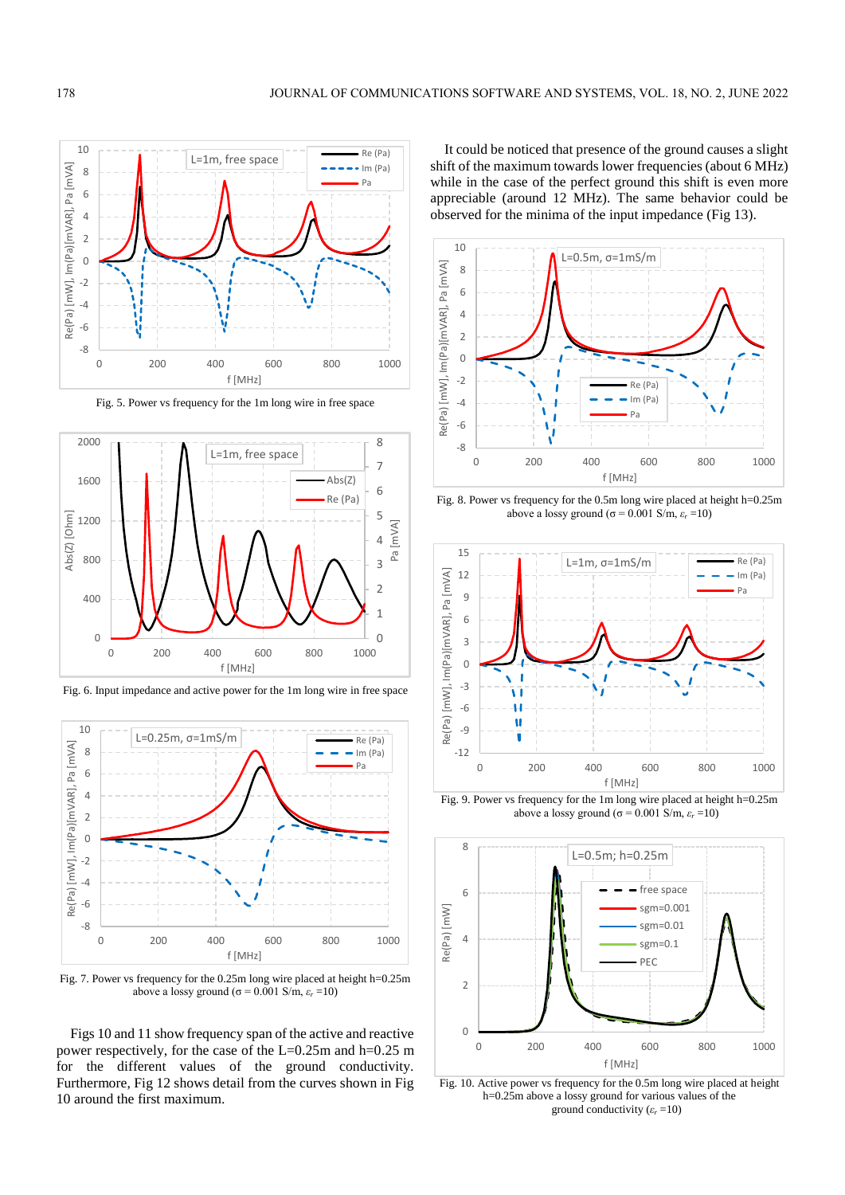Fig. 5. Power vs frequency for the 1m long wire in free space

Fig. 6. Input impedance and active power for the 1m long wire in free space

Fig. 7. Power vs frequency for the 0.25m long wire placed at height h=0.25m above a lossy ground ($\sigma$ = 0.001 S/m, $\varepsilon_r$ =10)

Figs 10 and 11 show frequency span of the active and reactive power respectively, for the case of the L=0.25m and h=0.25 m for the different values of the ground conductivity. Furthermore, Fig 12 shows detail from the curves shown in Fig 10 around the first maximum.

It could be noticed that presence of the ground causes a slight shift of the maximum towards lower frequencies (about 6 MHz) while in the case of the perfect ground this shift is even more appreciable (around 12 MHz). The same behavior could be observed for the minima of the input impedance (Fig 13).

Fig. 8. Power vs frequency for the 0.5m long wire placed at height h=0.25m above a lossy ground ($\sigma$ = 0.001 S/m, $\varepsilon_r$ =10)

Fig. 9. Power vs frequency for the 1m long wire placed at height h=0.25m above a lossy ground ($\sigma$ = 0.001 S/m, $\varepsilon_r$ =10)

Fig. 10. Active power vs frequency for the 0.5m long wire placed at height h=0.25m above a lossy ground for various values of the ground conductivity ($\varepsilon_r$ =10)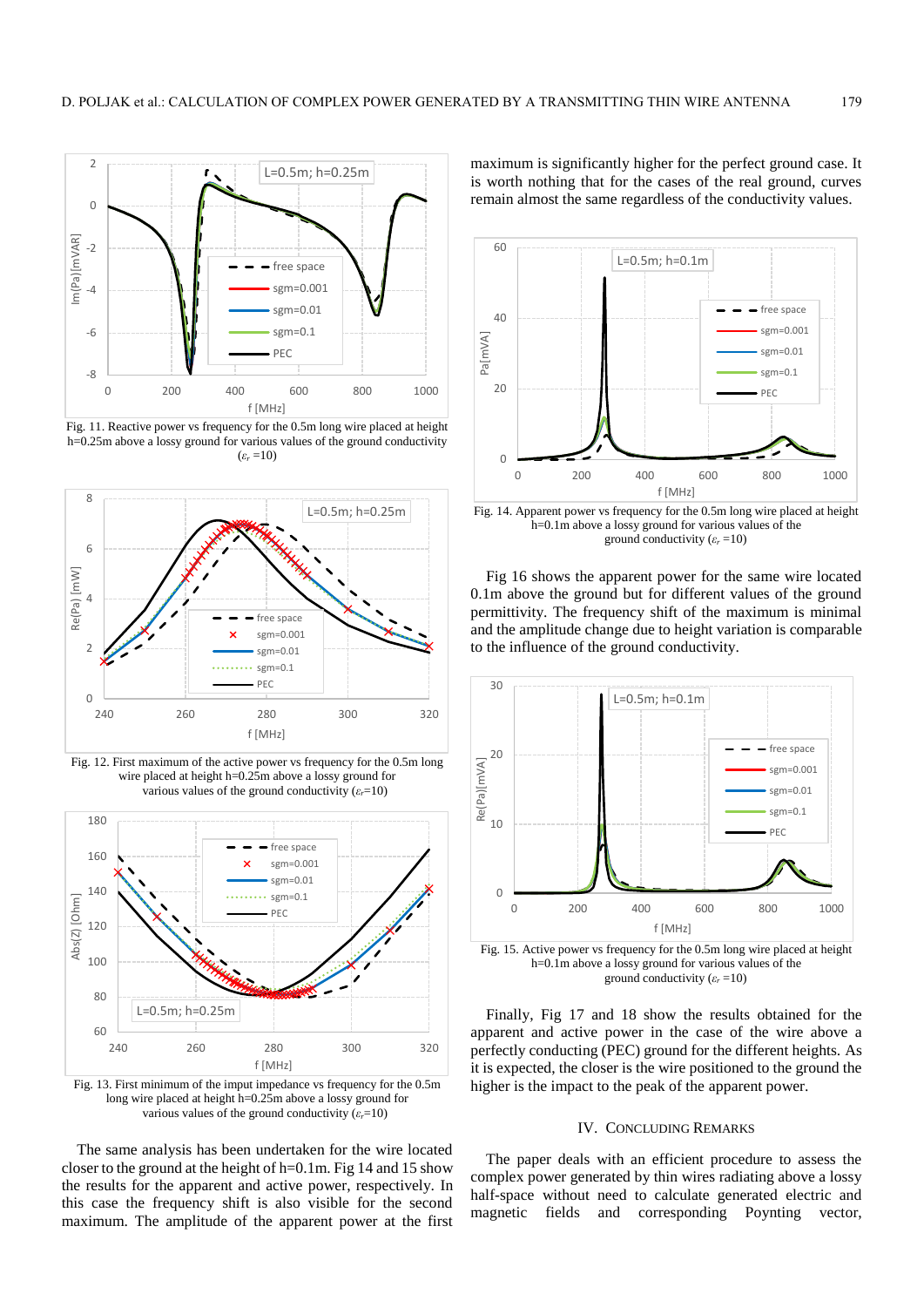Fig. 11. Reactive power vs frequency for the 0.5m long wire placed at height h=0.25m above a lossy ground for various values of the ground conductivity ($\varepsilon_r$ =10)

Fig. 12. First maximum of the active power vs frequency for the 0.5m long wire placed at height h=0.25m above a lossy ground for various values of the ground conductivity ($\varepsilon_r$=10)

Fig. 13. First minimum of the imput impedance vs frequency for the 0.5m long wire placed at height h=0.25m above a lossy ground for various values of the ground conductivity ($\varepsilon_r$=10)

The same analysis has been undertaken for the wire located closer to the ground at the height of h=0.1m. Fig 14 and 15 show the results for the apparent and active power, respectively. In this case the frequency shift is also visible for the second maximum. The amplitude of the apparent power at the first maximum is significantly higher for the perfect ground case. It is worth nothing that for the cases of the real ground, curves remain almost the same regardless of the conductivity values.

Fig. 14. Apparent power vs frequency for the 0.5m long wire placed at height h=0.1m above a lossy ground for various values of the ground conductivity ($\varepsilon_r$ =10)

Fig 16 shows the apparent power for the same wire located 0.1m above the ground but for different values of the ground permittivity. The frequency shift of the maximum is minimal and the amplitude change due to height variation is comparable to the influence of the ground conductivity.

Fig. 15. Active power vs frequency for the 0.5m long wire placed at height h=0.1m above a lossy ground for various values of the ground conductivity ($\varepsilon_r$ =10)

Finally, Fig 17 and 18 show the results obtained for the apparent and active power in the case of the wire above a perfectly conducting (PEC) ground for the different heights. As it is expected, the closer is the wire positioned to the ground the higher is the impact to the peak of the apparent power.

## IV. Concluding Remarks

The paper deals with an efficient procedure to assess the complex power generated by thin wires radiating above a lossy half-space without need to calculate generated electric and magnetic fields and corresponding Poynting vector,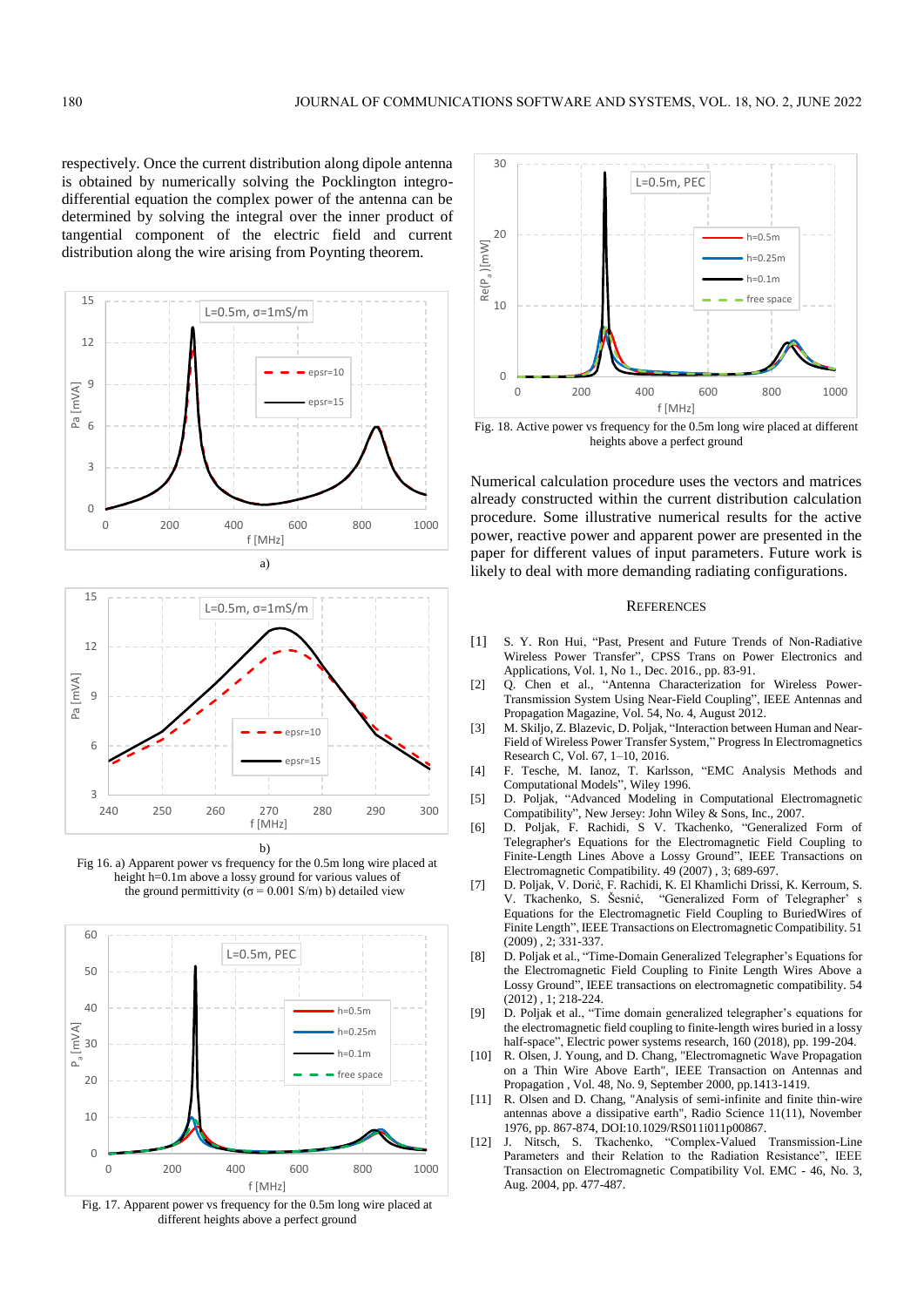respectively. Once the current distribution along dipole antenna is obtained by numerically solving the Pocklington integro-differential equation the complex power of the antenna can be determined by solving the integral over the inner product of tangential component of the electric field and current distribution along the wire arising from Poynting theorem.

a)

b)

Fig 16. a) Apparent power vs frequency for the 0.5m long wire placed at height h=0.1m above a lossy ground for various values of the ground permittivity (σ = 0.001 S/m) b) detailed view

Fig. 17. Apparent power vs frequency for the 0.5m long wire placed at different heights above a perfect ground

Fig. 18. Active power vs frequency for the 0.5m long wire placed at different heights above a perfect ground

Numerical calculation procedure uses the vectors and matrices already constructed within the current distribution calculation procedure. Some illustrative numerical results for the active power, reactive power and apparent power are presented in the paper for different values of input parameters. Future work is likely to deal with more demanding radiating configurations.

## References

[1] S. Y. Ron Hui, "Past, Present and Future Trends of Non-Radiative Wireless Power Transfer", CPSS Trans on Power Electronics and Applications, Vol. 1, No 1., Dec. 2016., pp. 83-91.

[2] Q. Chen et al., "Antenna Characterization for Wireless Power-Transmission System Using Near-Field Coupling", IEEE Antennas and Propagation Magazine, Vol. 54, No. 4, August 2012.

[3] M. Skiljo, Z. Blazevic, D. Poljak, "Interaction between Human and Near-Field of Wireless Power Transfer System," Progress In Electromagnetics Research C, Vol. 67, 1–10, 2016.

[4] F. Tesche, M. Ianoz, T. Karlsson, "EMC Analysis Methods and Computational Models", Wiley 1996.

[5] D. Poljak, "Advanced Modeling in Computational Electromagnetic Compatibility", New Jersey: John Wiley & Sons, Inc., 2007.

[6] D. Poljak, F. Rachidi, S V. Tkachenko, "Generalized Form of Telegrapher's Equations for the Electromagnetic Field Coupling to Finite-Length Lines Above a Lossy Ground", IEEE Transactions on Electromagnetic Compatibility. 49 (2007) , 3; 689-697.

[7] D. Poljak, V. Dorić, F. Rachidi, K. El Khamlichi Drissi, K. Kerroum, S. V. Tkachenko, S. Šesnić, "Generalized Form of Telegrapher' s Equations for the Electromagnetic Field Coupling to BuriedWires of Finite Length", IEEE Transactions on Electromagnetic Compatibility. 51 (2009) , 2; 331-337.

[8] D. Poljak et al., "Time-Domain Generalized Telegrapher's Equations for the Electromagnetic Field Coupling to Finite Length Wires Above a Lossy Ground", IEEE transactions on electromagnetic compatibility. 54 (2012) , 1; 218-224.

[9] D. Poljak et al., "Time domain generalized telegrapher's equations for the electromagnetic field coupling to finite-length wires buried in a lossy half-space", Electric power systems research, 160 (2018), pp. 199-204.

[10] R. Olsen, J. Young, and D. Chang, "Electromagnetic Wave Propagation on a Thin Wire Above Earth", IEEE Transaction on Antennas and Propagation , Vol. 48, No. 9, September 2000, pp.1413-1419.

[11] R. Olsen and D. Chang, "Analysis of semi-infinite and finite thin-wire antennas above a dissipative earth", Radio Science 11(11), November 1976, pp. 867-874, DOI:10.1029/RS011i011p00867.

[12] J. Nitsch, S. Tkachenko, "Complex-Valued Transmission-Line Parameters and their Relation to the Radiation Resistance", IEEE Transaction on Electromagnetic Compatibility Vol. EMC - 46, No. 3, Aug. 2004, pp. 477-487.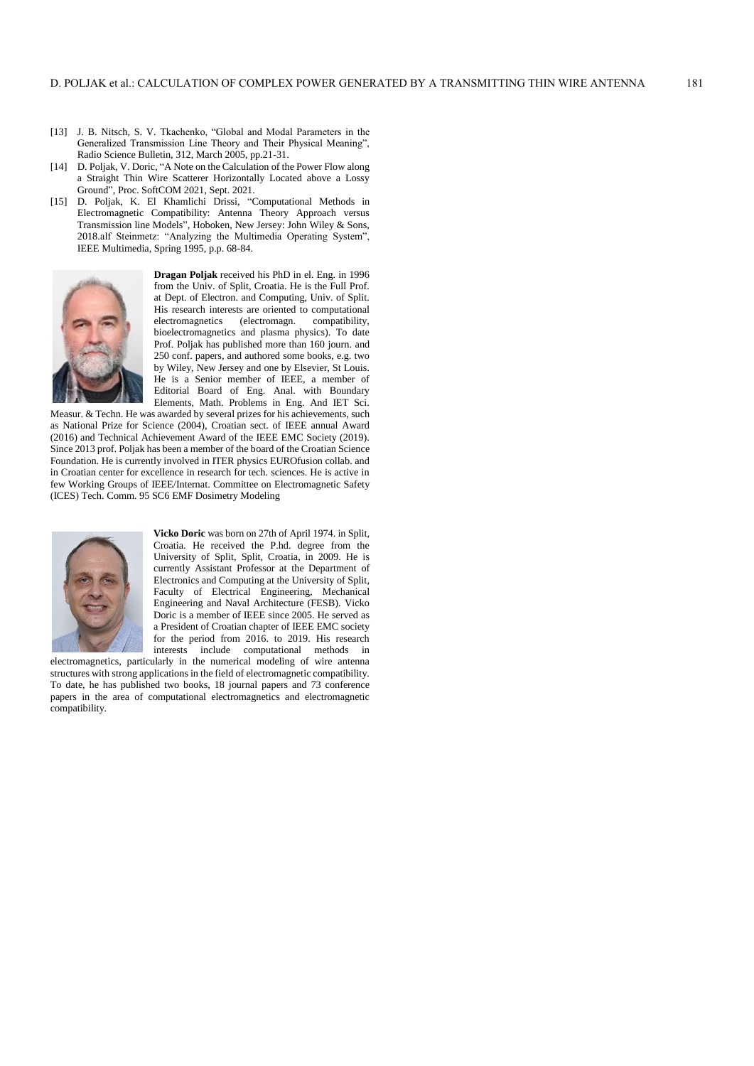[13] J. B. Nitsch, S. V. Tkachenko, "Global and Modal Parameters in the Generalized Transmission Line Theory and Their Physical Meaning", Radio Science Bulletin, 312, March 2005, pp.21-31.

[14] D. Poljak, V. Doric, "A Note on the Calculation of the Power Flow along a Straight Thin Wire Scatterer Horizontally Located above a Lossy Ground", Proc. SoftCOM 2021, Sept. 2021.

[15] D. Poljak, K. El Khamlichi Drissi, "Computational Methods in Electromagnetic Compatibility: Antenna Theory Approach versus Transmission line Models", Hoboken, New Jersey: John Wiley & Sons, 2018.alf Steinmetz: "Analyzing the Multimedia Operating System", IEEE Multimedia, Spring 1995, p.p. 68-84.

**Dragan Poljak** received his PhD in el. Eng. in 1996 from the Univ. of Split, Croatia. He is the Full Prof. at Dept. of Electron. and Computing, Univ. of Split. His research interests are oriented to computational electromagnetics (electromagn. compatibility, bioelectromagnetics and plasma physics). To date Prof. Poljak has published more than 160 journ. and 250 conf. papers, and authored some books, e.g. two by Wiley, New Jersey and one by Elsevier, St Louis. He is a Senior member of IEEE, a member of Editorial Board of Eng. Anal. with Boundary Elements, Math. Problems in Eng. And IET Sci. Measur. & Techn. He was awarded by several prizes for his achievements, such as National Prize for Science (2004), Croatian sect. of IEEE annual Award (2016) and Technical Achievement Award of the IEEE EMC Society (2019). Since 2013 prof. Poljak has been a member of the board of the Croatian Science Foundation. He is currently involved in ITER physics EUROfusion collab. and in Croatian center for excellence in research for tech. sciences. He is active in few Working Groups of IEEE/Internat. Committee on Electromagnetic Safety (ICES) Tech. Comm. 95 SC6 EMF Dosimetry Modeling

**Vicko Doric** was born on 27th of April 1974. in Split, Croatia. He received the P.hd. degree from the University of Split, Split, Croatia, in 2009. He is currently Assistant Professor at the Department of Electronics and Computing at the University of Split, Faculty of Electrical Engineering, Mechanical Engineering and Naval Architecture (FESB). Vicko Doric is a member of IEEE since 2005. He served as a President of Croatian chapter of IEEE EMC society for the period from 2016. to 2019. His research interests include computational methods in electromagnetics, particularly in the numerical modeling of wire antenna structures with strong applications in the field of electromagnetic compatibility. To date, he has published two books, 18 journal papers and 73 conference papers in the area of computational electromagnetics and electromagnetic compatibility.